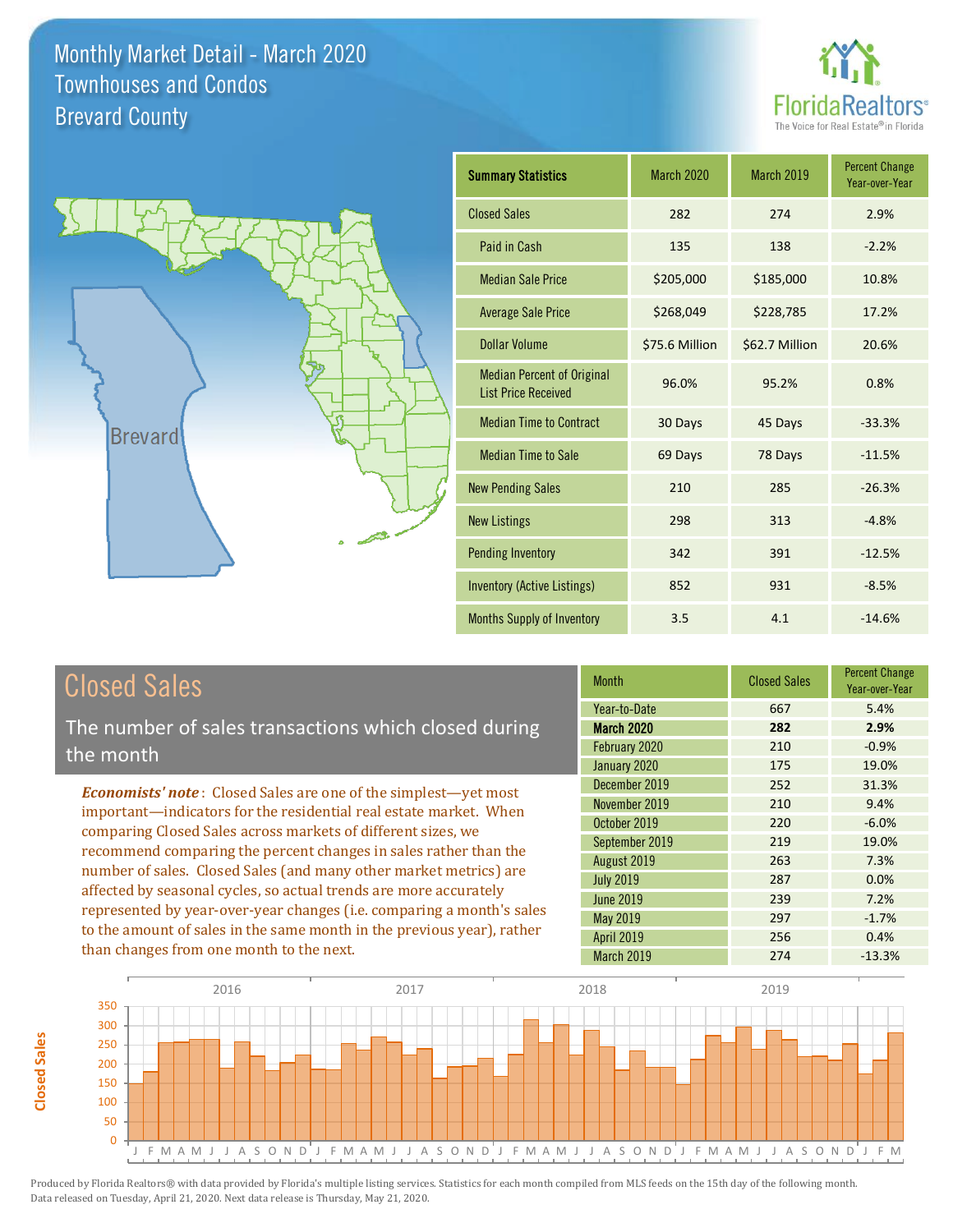# Monthly Market Detail - March 2020
## Townhouses and Condos
## Brevard County

FloridaRealtors®
The Voice for Real Estate® in Florida

| Summary Statistics | March 2020 | March 2019 | Percent Change Year-over-Year |
|---|---|---|---|
| Closed Sales | 282 | 274 | 2.9% |
| Paid in Cash | 135 | 138 | -2.2% |
| Median Sale Price | $205,000 | $185,000 | 10.8% |
| Average Sale Price | $268,049 | $228,785 | 17.2% |
| Dollar Volume | $75.6 Million | $62.7 Million | 20.6% |
| Median Percent of Original List Price Received | 96.0% | 95.2% | 0.8% |
| Median Time to Contract | 30 Days | 45 Days | -33.3% |
| Median Time to Sale | 69 Days | 78 Days | -11.5% |
| New Pending Sales | 210 | 285 | -26.3% |
| New Listings | 298 | 313 | -4.8% |
| Pending Inventory | 342 | 391 | -12.5% |
| Inventory (Active Listings) | 852 | 931 | -8.5% |
| Months Supply of Inventory | 3.5 | 4.1 | -14.6% |

## Closed Sales

The number of sales transactions which closed during the month

*Economists' note*: Closed Sales are one of the simplest—yet most important—indicators for the residential real estate market. When comparing Closed Sales across markets of different sizes, we recommend comparing the percent changes in sales rather than the number of sales. Closed Sales (and many other market metrics) are affected by seasonal cycles, so actual trends are more accurately represented by year-over-year changes (i.e. comparing a month's sales to the amount of sales in the same month in the previous year), rather than changes from one month to the next.

| Month | Closed Sales | Percent Change Year-over-Year |
|---|---|---|
| Year-to-Date | 667 | 5.4% |
| **March 2020** | **282** | **2.9%** |
| February 2020 | 210 | -0.9% |
| January 2020 | 175 | 19.0% |
| December 2019 | 252 | 31.3% |
| November 2019 | 210 | 9.4% |
| October 2019 | 220 | -6.0% |
| September 2019 | 219 | 19.0% |
| August 2019 | 263 | 7.3% |
| July 2019 | 287 | 0.0% |
| June 2019 | 239 | 7.2% |
| May 2019 | 297 | -1.7% |
| April 2019 | 256 | 0.4% |
| March 2019 | 274 | -13.3% |

Produced by Florida Realtors® with data provided by Florida's multiple listing services. Statistics for each month compiled from MLS feeds on the 15th day of the following month. Data released on Tuesday, April 21, 2020. Next data release is Thursday, May 21, 2020.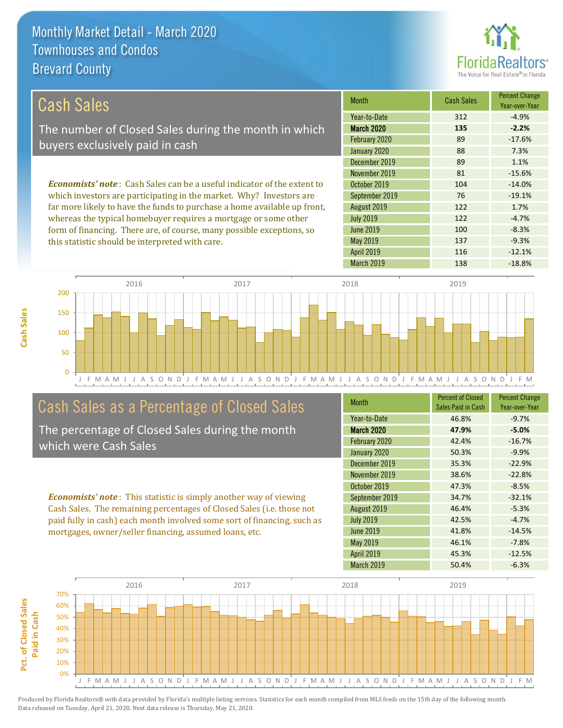# Monthly Market Detail - March 2020
## Townhouses and Condos
## Brevard County

## Cash Sales

The number of Closed Sales during the month in which buyers exclusively paid in cash

*Economists' note*: Cash Sales can be a useful indicator of the extent to which investors are participating in the market. Why? Investors are far more likely to have the funds to purchase a home available up front, whereas the typical homebuyer requires a mortgage or some other form of financing. There are, of course, many possible exceptions, so this statistic should be interpreted with care.

| Month | Cash Sales | Percent Change Year-over-Year |
|---|---|---|
| Year-to-Date | 312 | -4.9% |
| **March 2020** | **135** | **-2.2%** |
| February 2020 | 89 | -17.6% |
| January 2020 | 88 | 7.3% |
| December 2019 | 89 | 1.1% |
| November 2019 | 81 | -15.6% |
| October 2019 | 104 | -14.0% |
| September 2019 | 76 | -19.1% |
| August 2019 | 122 | 1.7% |
| July 2019 | 122 | -4.7% |
| June 2019 | 100 | -8.3% |
| May 2019 | 137 | -9.3% |
| April 2019 | 116 | -12.1% |
| March 2019 | 138 | -18.8% |

## Cash Sales as a Percentage of Closed Sales

The percentage of Closed Sales during the month which were Cash Sales

*Economists' note*: This statistic is simply another way of viewing Cash Sales. The remaining percentages of Closed Sales (i.e. those not paid fully in cash) each month involved some sort of financing, such as mortgages, owner/seller financing, assumed loans, etc.

| Month | Percent of Closed Sales Paid in Cash | Percent Change Year-over-Year |
|---|---|---|
| Year-to-Date | 46.8% | -9.7% |
| **March 2020** | **47.9%** | **-5.0%** |
| February 2020 | 42.4% | -16.7% |
| January 2020 | 50.3% | -9.9% |
| December 2019 | 35.3% | -22.9% |
| November 2019 | 38.6% | -22.8% |
| October 2019 | 47.3% | -8.5% |
| September 2019 | 34.7% | -32.1% |
| August 2019 | 46.4% | -5.3% |
| July 2019 | 42.5% | -4.7% |
| June 2019 | 41.8% | -14.5% |
| May 2019 | 46.1% | -7.8% |
| April 2019 | 45.3% | -12.5% |
| March 2019 | 50.4% | -6.3% |

Produced by Florida Realtors® with data provided by Florida's multiple listing services. Statistics for each month compiled from MLS feeds on the 15th day of the following month. Data released on Tuesday, April 21, 2020. Next data release is Thursday, May 21, 2020.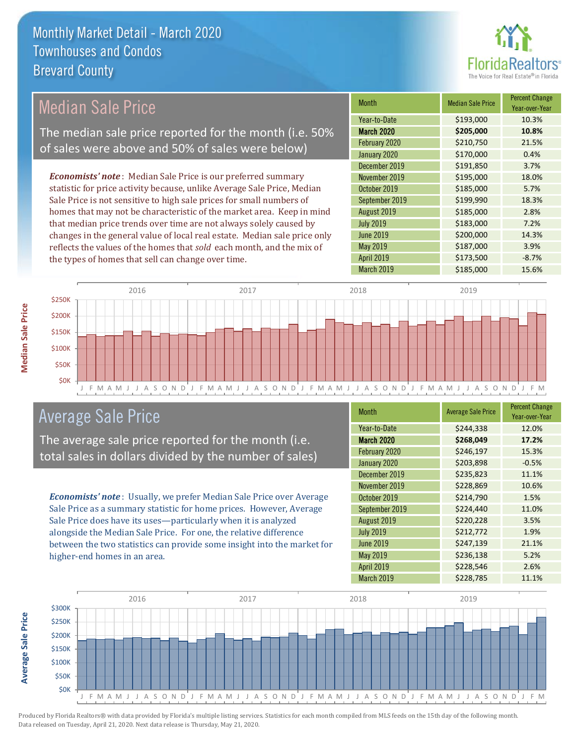# Monthly Market Detail - March 2020
## Townhouses and Condos
## Brevard County

## Median Sale Price

The median sale price reported for the month (i.e. 50% of sales were above and 50% of sales were below)

***Economists' note***: Median Sale Price is our preferred summary statistic for price activity because, unlike Average Sale Price, Median Sale Price is not sensitive to high sale prices for small numbers of homes that may not be characteristic of the market area. Keep in mind that median price trends over time are not always solely caused by changes in the general value of local real estate. Median sale price only reflects the values of the homes that *sold* each month, and the mix of the types of homes that sell can change over time.

| Month | Median Sale Price | Percent Change Year-over-Year |
|---|---|---|
| Year-to-Date | $193,000 | 10.3% |
| **March 2020** | **$205,000** | **10.8%** |
| February 2020 | $210,750 | 21.5% |
| January 2020 | $170,000 | 0.4% |
| December 2019 | $191,850 | 3.7% |
| November 2019 | $195,000 | 18.0% |
| October 2019 | $185,000 | 5.7% |
| September 2019 | $199,990 | 18.3% |
| August 2019 | $185,000 | 2.8% |
| July 2019 | $183,000 | 7.2% |
| June 2019 | $200,000 | 14.3% |
| May 2019 | $187,000 | 3.9% |
| April 2019 | $173,500 | -8.7% |
| March 2019 | $185,000 | 15.6% |

## Average Sale Price

The average sale price reported for the month (i.e. total sales in dollars divided by the number of sales)

***Economists' note***: Usually, we prefer Median Sale Price over Average Sale Price as a summary statistic for home prices. However, Average Sale Price does have its uses—particularly when it is analyzed alongside the Median Sale Price. For one, the relative difference between the two statistics can provide some insight into the market for higher-end homes in an area.

| Month | Average Sale Price | Percent Change Year-over-Year |
|---|---|---|
| Year-to-Date | $244,338 | 12.0% |
| **March 2020** | **$268,049** | **17.2%** |
| February 2020 | $246,197 | 15.3% |
| January 2020 | $203,898 | -0.5% |
| December 2019 | $235,823 | 11.1% |
| November 2019 | $228,869 | 10.6% |
| October 2019 | $214,790 | 1.5% |
| September 2019 | $224,440 | 11.0% |
| August 2019 | $220,228 | 3.5% |
| July 2019 | $212,772 | 1.9% |
| June 2019 | $247,139 | 21.1% |
| May 2019 | $236,138 | 5.2% |
| April 2019 | $228,546 | 2.6% |
| March 2019 | $228,785 | 11.1% |

Produced by Florida Realtors® with data provided by Florida's multiple listing services. Statistics for each month compiled from MLS feeds on the 15th day of the following month. Data released on Tuesday, April 21, 2020. Next data release is Thursday, May 21, 2020.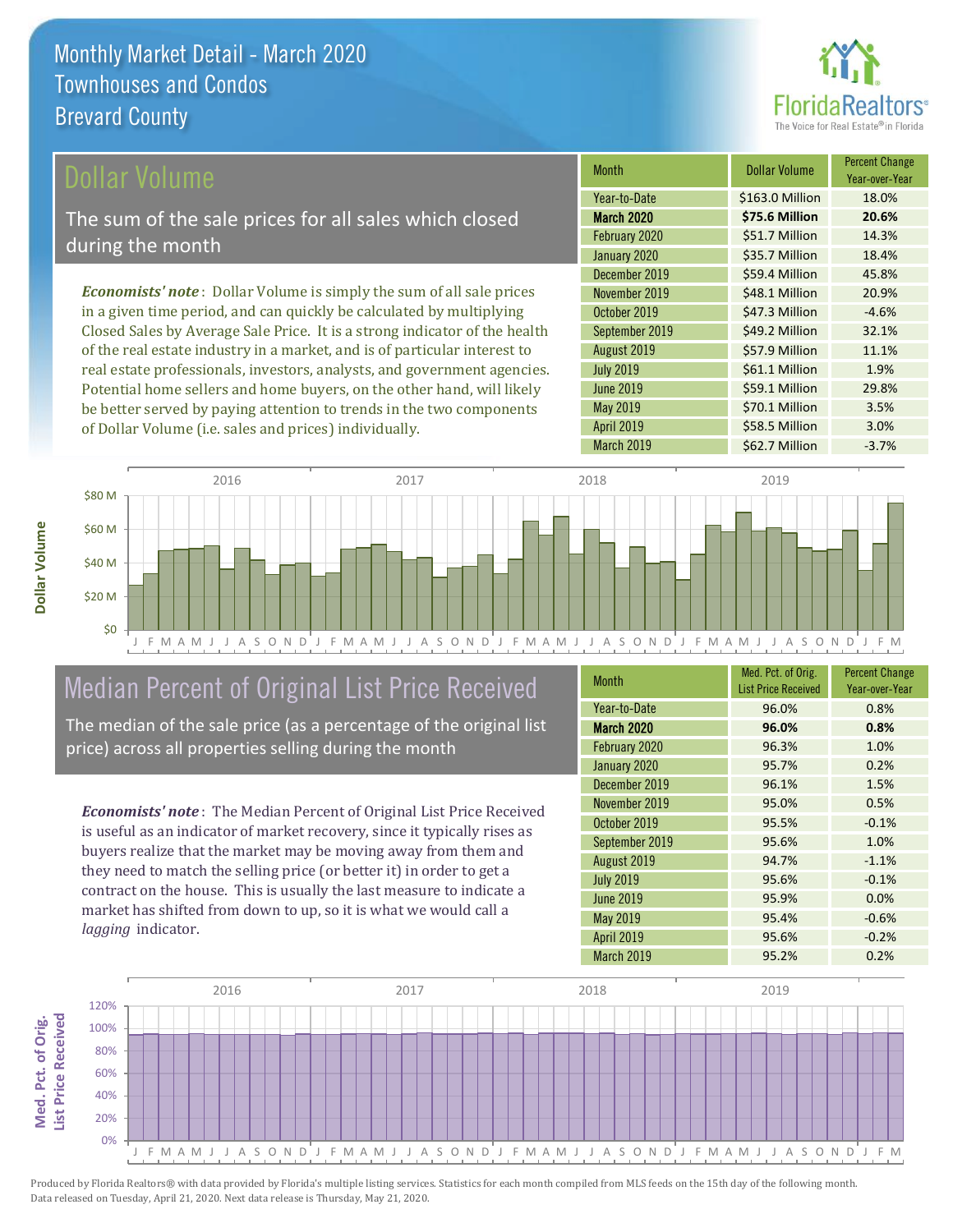# Monthly Market Detail - March 2020
## Townhouses and Condos
## Brevard County

## Dollar Volume

The sum of the sale prices for all sales which closed during the month

*Economists' note*: Dollar Volume is simply the sum of all sale prices in a given time period, and can quickly be calculated by multiplying Closed Sales by Average Sale Price. It is a strong indicator of the health of the real estate industry in a market, and is of particular interest to real estate professionals, investors, analysts, and government agencies. Potential home sellers and home buyers, on the other hand, will likely be better served by paying attention to trends in the two components of Dollar Volume (i.e. sales and prices) individually.

| Month | Dollar Volume | Percent Change Year-over-Year |
|---|---|---|
| Year-to-Date | $163.0 Million | 18.0% |
| **March 2020** | **$75.6 Million** | **20.6%** |
| February 2020 | $51.7 Million | 14.3% |
| January 2020 | $35.7 Million | 18.4% |
| December 2019 | $59.4 Million | 45.8% |
| November 2019 | $48.1 Million | 20.9% |
| October 2019 | $47.3 Million | -4.6% |
| September 2019 | $49.2 Million | 32.1% |
| August 2019 | $57.9 Million | 11.1% |
| July 2019 | $61.1 Million | 1.9% |
| June 2019 | $59.1 Million | 29.8% |
| May 2019 | $70.1 Million | 3.5% |
| April 2019 | $58.5 Million | 3.0% |
| March 2019 | $62.7 Million | -3.7% |

## Median Percent of Original List Price Received

The median of the sale price (as a percentage of the original list price) across all properties selling during the month

*Economists' note*: The Median Percent of Original List Price Received is useful as an indicator of market recovery, since it typically rises as buyers realize that the market may be moving away from them and they need to match the selling price (or better it) in order to get a contract on the house. This is usually the last measure to indicate a market has shifted from down to up, so it is what we would call a *lagging* indicator.

| Month | Med. Pct. of Orig. List Price Received | Percent Change Year-over-Year |
|---|---|---|
| Year-to-Date | 96.0% | 0.8% |
| **March 2020** | **96.0%** | **0.8%** |
| February 2020 | 96.3% | 1.0% |
| January 2020 | 95.7% | 0.2% |
| December 2019 | 96.1% | 1.5% |
| November 2019 | 95.0% | 0.5% |
| October 2019 | 95.5% | -0.1% |
| September 2019 | 95.6% | 1.0% |
| August 2019 | 94.7% | -1.1% |
| July 2019 | 95.6% | -0.1% |
| June 2019 | 95.9% | 0.0% |
| May 2019 | 95.4% | -0.6% |
| April 2019 | 95.6% | -0.2% |
| March 2019 | 95.2% | 0.2% |

Produced by Florida Realtors® with data provided by Florida's multiple listing services. Statistics for each month compiled from MLS feeds on the 15th day of the following month. Data released on Tuesday, April 21, 2020. Next data release is Thursday, May 21, 2020.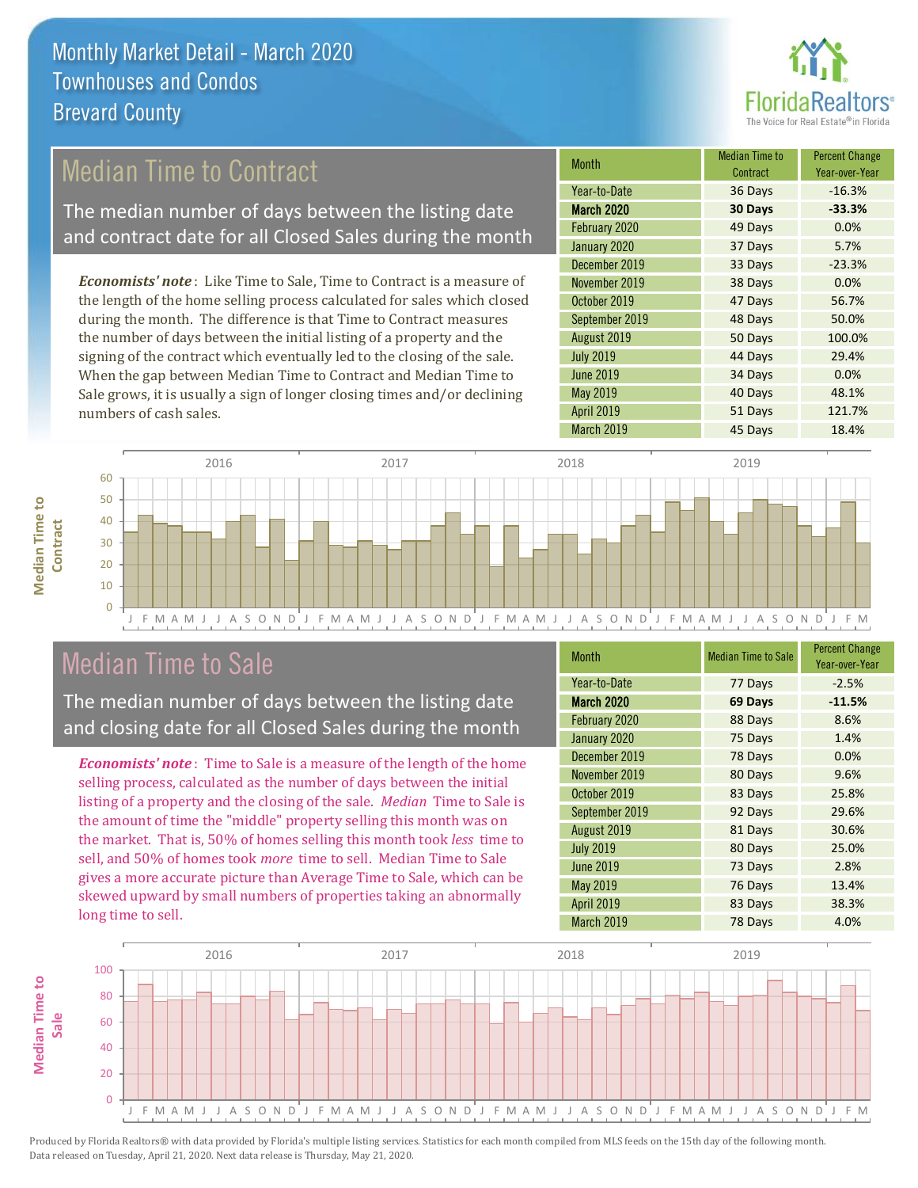# Monthly Market Detail - March 2020
## Townhouses and Condos
## Brevard County

## Median Time to Contract

The median number of days between the listing date and contract date for all Closed Sales during the month

*Economists' note*: Like Time to Sale, Time to Contract is a measure of the length of the home selling process calculated for sales which closed during the month. The difference is that Time to Contract measures the number of days between the initial listing of a property and the signing of the contract which eventually led to the closing of the sale. When the gap between Median Time to Contract and Median Time to Sale grows, it is usually a sign of longer closing times and/or declining numbers of cash sales.

| Month | Median Time to Contract | Percent Change Year-over-Year |
|---|---|---|
| Year-to-Date | 36 Days | -16.3% |
| **March 2020** | **30 Days** | **-33.3%** |
| February 2020 | 49 Days | 0.0% |
| January 2020 | 37 Days | 5.7% |
| December 2019 | 33 Days | -23.3% |
| November 2019 | 38 Days | 0.0% |
| October 2019 | 47 Days | 56.7% |
| September 2019 | 48 Days | 50.0% |
| August 2019 | 50 Days | 100.0% |
| July 2019 | 44 Days | 29.4% |
| June 2019 | 34 Days | 0.0% |
| May 2019 | 40 Days | 48.1% |
| April 2019 | 51 Days | 121.7% |
| March 2019 | 45 Days | 18.4% |

## Median Time to Sale

The median number of days between the listing date and closing date for all Closed Sales during the month

*Economists' note*: Time to Sale is a measure of the length of the home selling process, calculated as the number of days between the initial listing of a property and the closing of the sale. *Median* Time to Sale is the amount of time the "middle" property selling this month was on the market. That is, 50% of homes selling this month took *less* time to sell, and 50% of homes took *more* time to sell. Median Time to Sale gives a more accurate picture than Average Time to Sale, which can be skewed upward by small numbers of properties taking an abnormally long time to sell.

| Month | Median Time to Sale | Percent Change Year-over-Year |
|---|---|---|
| Year-to-Date | 77 Days | -2.5% |
| **March 2020** | **69 Days** | **-11.5%** |
| February 2020 | 88 Days | 8.6% |
| January 2020 | 75 Days | 1.4% |
| December 2019 | 78 Days | 0.0% |
| November 2019 | 80 Days | 9.6% |
| October 2019 | 83 Days | 25.8% |
| September 2019 | 92 Days | 29.6% |
| August 2019 | 81 Days | 30.6% |
| July 2019 | 80 Days | 25.0% |
| June 2019 | 73 Days | 2.8% |
| May 2019 | 76 Days | 13.4% |
| April 2019 | 83 Days | 38.3% |
| March 2019 | 78 Days | 4.0% |

Produced by Florida Realtors® with data provided by Florida's multiple listing services. Statistics for each month compiled from MLS feeds on the 15th day of the following month. Data released on Tuesday, April 21, 2020. Next data release is Thursday, May 21, 2020.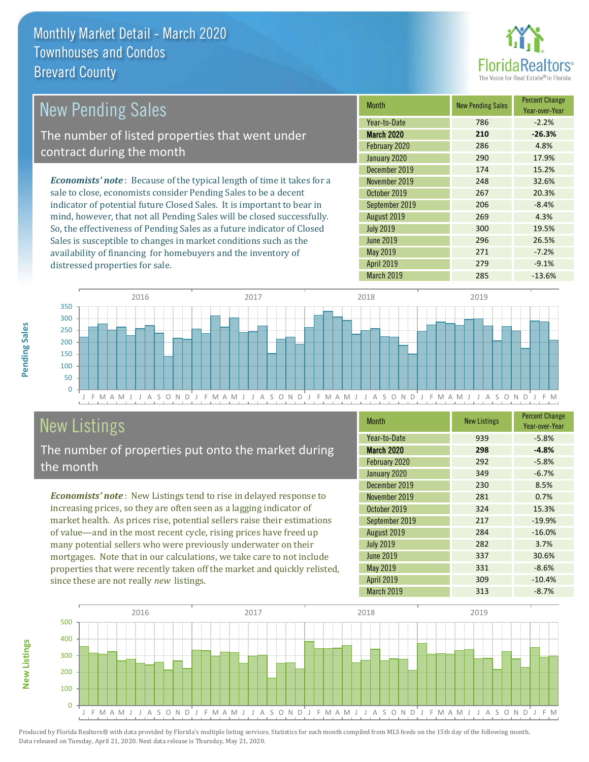Monthly Market Detail - March 2020
Townhouses and Condos
Brevard County

## New Pending Sales

The number of listed properties that went under contract during the month

*Economists' note*: Because of the typical length of time it takes for a sale to close, economists consider Pending Sales to be a decent indicator of potential future Closed Sales. It is important to bear in mind, however, that not all Pending Sales will be closed successfully. So, the effectiveness of Pending Sales as a future indicator of Closed Sales is susceptible to changes in market conditions such as the availability of financing for homebuyers and the inventory of distressed properties for sale.

| Month | New Pending Sales | Percent Change Year-over-Year |
|---|---|---|
| Year-to-Date | 786 | -2.2% |
| **March 2020** | **210** | **-26.3%** |
| February 2020 | 286 | 4.8% |
| January 2020 | 290 | 17.9% |
| December 2019 | 174 | 15.2% |
| November 2019 | 248 | 32.6% |
| October 2019 | 267 | 20.3% |
| September 2019 | 206 | -8.4% |
| August 2019 | 269 | 4.3% |
| July 2019 | 300 | 19.5% |
| June 2019 | 296 | 26.5% |
| May 2019 | 271 | -7.2% |
| April 2019 | 279 | -9.1% |
| March 2019 | 285 | -13.6% |

## New Listings

The number of properties put onto the market during the month

*Economists' note*: New Listings tend to rise in delayed response to increasing prices, so they are often seen as a lagging indicator of market health. As prices rise, potential sellers raise their estimations of value—and in the most recent cycle, rising prices have freed up many potential sellers who were previously underwater on their mortgages. Note that in our calculations, we take care to not include properties that were recently taken off the market and quickly relisted, since these are not really *new* listings.

| Month | New Listings | Percent Change Year-over-Year |
|---|---|---|
| Year-to-Date | 939 | -5.8% |
| **March 2020** | **298** | **-4.8%** |
| February 2020 | 292 | -5.8% |
| January 2020 | 349 | -6.7% |
| December 2019 | 230 | 8.5% |
| November 2019 | 281 | 0.7% |
| October 2019 | 324 | 15.3% |
| September 2019 | 217 | -19.9% |
| August 2019 | 284 | -16.0% |
| July 2019 | 282 | 3.7% |
| June 2019 | 337 | 30.6% |
| May 2019 | 331 | -8.6% |
| April 2019 | 309 | -10.4% |
| March 2019 | 313 | -8.7% |

Produced by Florida Realtors® with data provided by Florida's multiple listing services. Statistics for each month compiled from MLS feeds on the 15th day of the following month. Data released on Tuesday, April 21, 2020. Next data release is Thursday, May 21, 2020.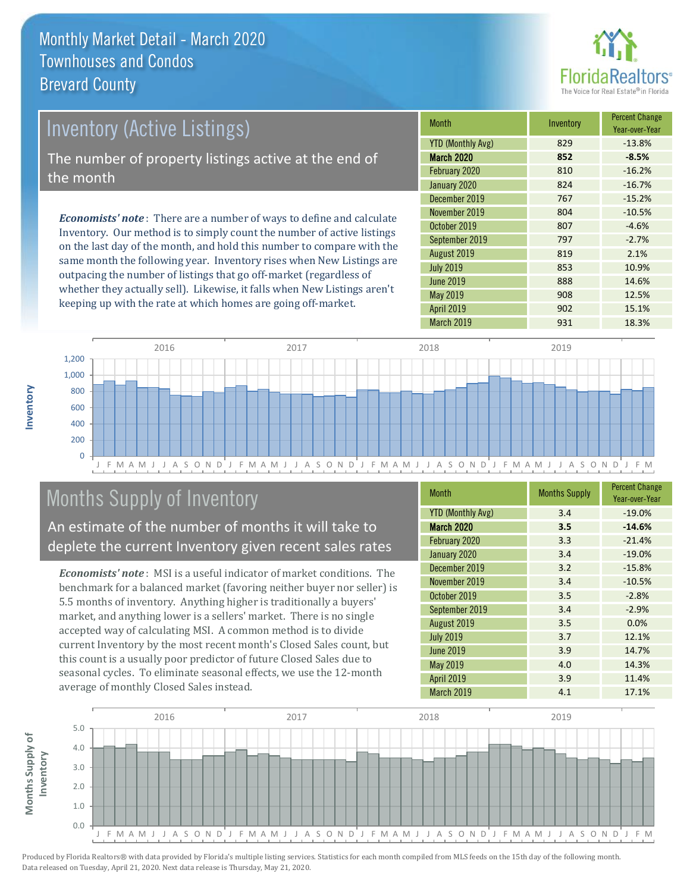# Monthly Market Detail - March 2020
## Townhouses and Condos
## Brevard County

## Inventory (Active Listings)

The number of property listings active at the end of the month

*Economists' note*: There are a number of ways to define and calculate Inventory. Our method is to simply count the number of active listings on the last day of the month, and hold this number to compare with the same month the following year. Inventory rises when New Listings are outpacing the number of listings that go off-market (regardless of whether they actually sell). Likewise, it falls when New Listings aren't keeping up with the rate at which homes are going off-market.

| Month | Inventory | Percent Change Year-over-Year |
|---|---|---|
| YTD (Monthly Avg) | 829 | -13.8% |
| **March 2020** | **852** | **-8.5%** |
| February 2020 | 810 | -16.2% |
| January 2020 | 824 | -16.7% |
| December 2019 | 767 | -15.2% |
| November 2019 | 804 | -10.5% |
| October 2019 | 807 | -4.6% |
| September 2019 | 797 | -2.7% |
| August 2019 | 819 | 2.1% |
| July 2019 | 853 | 10.9% |
| June 2019 | 888 | 14.6% |
| May 2019 | 908 | 12.5% |
| April 2019 | 902 | 15.1% |
| March 2019 | 931 | 18.3% |

## Months Supply of Inventory

An estimate of the number of months it will take to deplete the current Inventory given recent sales rates

*Economists' note*: MSI is a useful indicator of market conditions. The benchmark for a balanced market (favoring neither buyer nor seller) is 5.5 months of inventory. Anything higher is traditionally a buyers' market, and anything lower is a sellers' market. There is no single accepted way of calculating MSI. A common method is to divide current Inventory by the most recent month's Closed Sales count, but this count is a usually poor predictor of future Closed Sales due to seasonal cycles. To eliminate seasonal effects, we use the 12-month average of monthly Closed Sales instead.

| Month | Months Supply | Percent Change Year-over-Year |
|---|---|---|
| YTD (Monthly Avg) | 3.4 | -19.0% |
| **March 2020** | **3.5** | **-14.6%** |
| February 2020 | 3.3 | -21.4% |
| January 2020 | 3.4 | -19.0% |
| December 2019 | 3.2 | -15.8% |
| November 2019 | 3.4 | -10.5% |
| October 2019 | 3.5 | -2.8% |
| September 2019 | 3.4 | -2.9% |
| August 2019 | 3.5 | 0.0% |
| July 2019 | 3.7 | 12.1% |
| June 2019 | 3.9 | 14.7% |
| May 2019 | 4.0 | 14.3% |
| April 2019 | 3.9 | 11.4% |
| March 2019 | 4.1 | 17.1% |

Produced by Florida Realtors® with data provided by Florida's multiple listing services. Statistics for each month compiled from MLS feeds on the 15th day of the following month. Data released on Tuesday, April 21, 2020. Next data release is Thursday, May 21, 2020.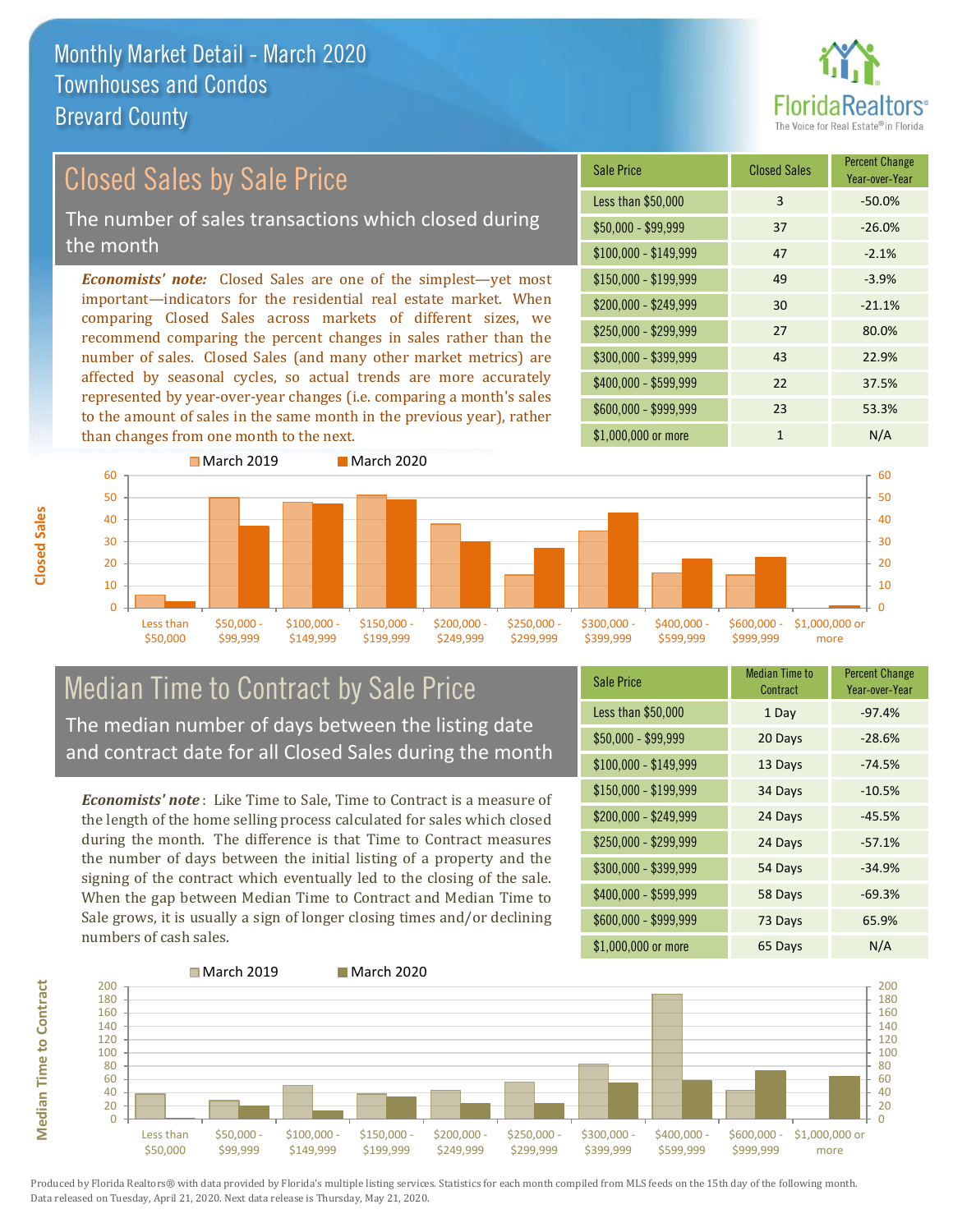# Monthly Market Detail - March 2020
## Townhouses and Condos
## Brevard County

## Closed Sales by Sale Price

The number of sales transactions which closed during the month

***Economists' note:*** Closed Sales are one of the simplest—yet most important—indicators for the residential real estate market. When comparing Closed Sales across markets of different sizes, we recommend comparing the percent changes in sales rather than the number of sales. Closed Sales (and many other market metrics) are affected by seasonal cycles, so actual trends are more accurately represented by year-over-year changes (i.e. comparing a month's sales to the amount of sales in the same month in the previous year), rather than changes from one month to the next.

| Sale Price | Closed Sales | Percent Change Year-over-Year |
|---|---|---|
| Less than $50,000 | 3 | -50.0% |
| $50,000 - $99,999 | 37 | -26.0% |
| $100,000 - $149,999 | 47 | -2.1% |
| $150,000 - $199,999 | 49 | -3.9% |
| $200,000 - $249,999 | 30 | -21.1% |
| $250,000 - $299,999 | 27 | 80.0% |
| $300,000 - $399,999 | 43 | 22.9% |
| $400,000 - $599,999 | 22 | 37.5% |
| $600,000 - $999,999 | 23 | 53.3% |
| $1,000,000 or more | 1 | N/A |

## Median Time to Contract by Sale Price

The median number of days between the listing date and contract date for all Closed Sales during the month

***Economists' note*** : Like Time to Sale, Time to Contract is a measure of the length of the home selling process calculated for sales which closed during the month. The difference is that Time to Contract measures the number of days between the initial listing of a property and the signing of the contract which eventually led to the closing of the sale. When the gap between Median Time to Contract and Median Time to Sale grows, it is usually a sign of longer closing times and/or declining numbers of cash sales.

| Sale Price | Median Time to Contract | Percent Change Year-over-Year |
|---|---|---|
| Less than $50,000 | 1 Day | -97.4% |
| $50,000 - $99,999 | 20 Days | -28.6% |
| $100,000 - $149,999 | 13 Days | -74.5% |
| $150,000 - $199,999 | 34 Days | -10.5% |
| $200,000 - $249,999 | 24 Days | -45.5% |
| $250,000 - $299,999 | 24 Days | -57.1% |
| $300,000 - $399,999 | 54 Days | -34.9% |
| $400,000 - $599,999 | 58 Days | -69.3% |
| $600,000 - $999,999 | 73 Days | 65.9% |
| $1,000,000 or more | 65 Days | N/A |

Produced by Florida Realtors® with data provided by Florida's multiple listing services. Statistics for each month compiled from MLS feeds on the 15th day of the following month. Data released on Tuesday, April 21, 2020. Next data release is Thursday, May 21, 2020.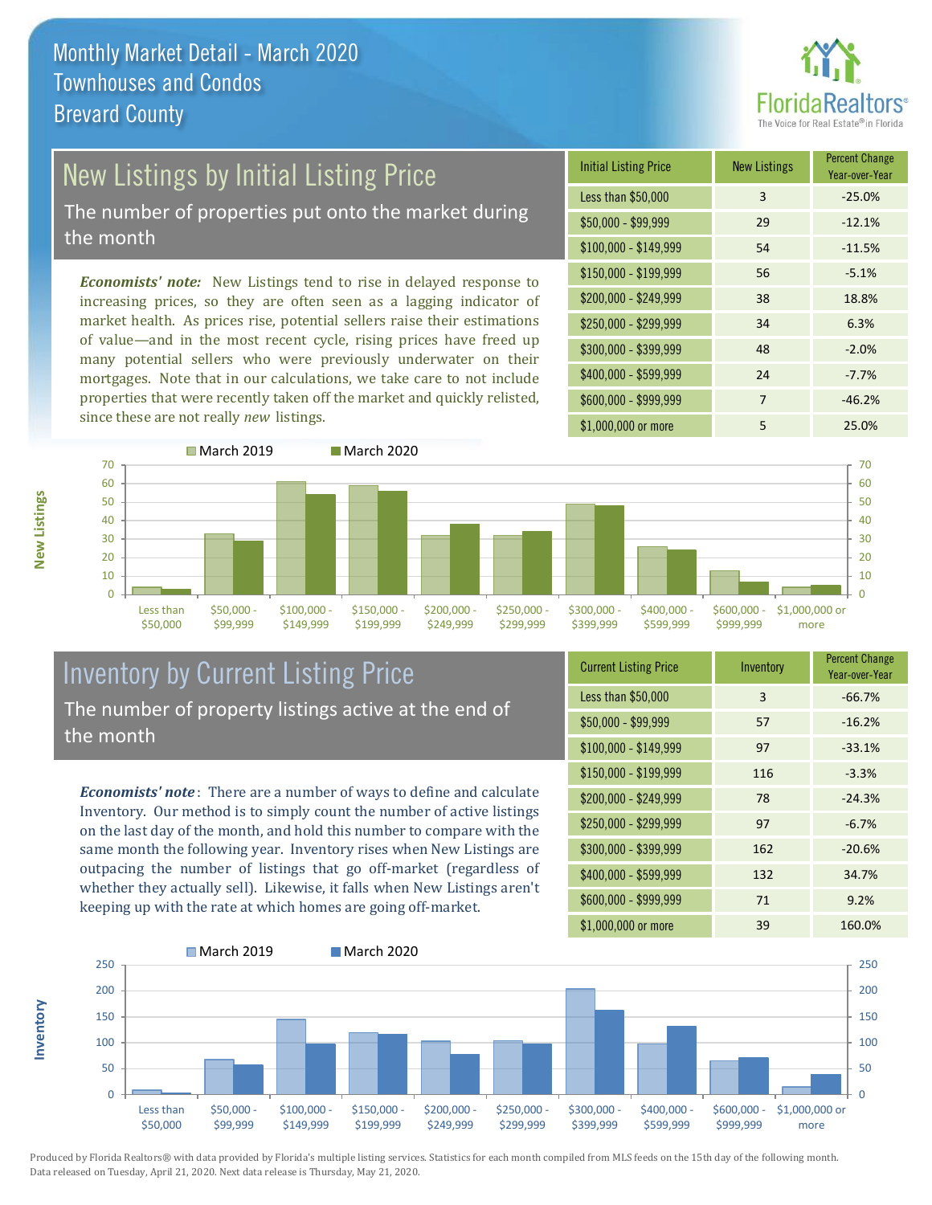# Monthly Market Detail - March 2020
## Townhouses and Condos
## Brevard County

## New Listings by Initial Listing Price

The number of properties put onto the market during the month

*Economists' note:* New Listings tend to rise in delayed response to increasing prices, so they are often seen as a lagging indicator of market health. As prices rise, potential sellers raise their estimations of value—and in the most recent cycle, rising prices have freed up many potential sellers who were previously underwater on their mortgages. Note that in our calculations, we take care to not include properties that were recently taken off the market and quickly relisted, since these are not really *new* listings.

| Initial Listing Price | New Listings | Percent Change Year-over-Year |
|---|---|---|
| Less than $50,000 | 3 | -25.0% |
| $50,000 - $99,999 | 29 | -12.1% |
| $100,000 - $149,999 | 54 | -11.5% |
| $150,000 - $199,999 | 56 | -5.1% |
| $200,000 - $249,999 | 38 | 18.8% |
| $250,000 - $299,999 | 34 | 6.3% |
| $300,000 - $399,999 | 48 | -2.0% |
| $400,000 - $599,999 | 24 | -7.7% |
| $600,000 - $999,999 | 7 | -46.2% |
| $1,000,000 or more | 5 | 25.0% |

## Inventory by Current Listing Price

The number of property listings active at the end of the month

*Economists' note*: There are a number of ways to define and calculate Inventory. Our method is to simply count the number of active listings on the last day of the month, and hold this number to compare with the same month the following year. Inventory rises when New Listings are outpacing the number of listings that go off-market (regardless of whether they actually sell). Likewise, it falls when New Listings aren't keeping up with the rate at which homes are going off-market.

| Current Listing Price | Inventory | Percent Change Year-over-Year |
|---|---|---|
| Less than $50,000 | 3 | -66.7% |
| $50,000 - $99,999 | 57 | -16.2% |
| $100,000 - $149,999 | 97 | -33.1% |
| $150,000 - $199,999 | 116 | -3.3% |
| $200,000 - $249,999 | 78 | -24.3% |
| $250,000 - $299,999 | 97 | -6.7% |
| $300,000 - $399,999 | 162 | -20.6% |
| $400,000 - $599,999 | 132 | 34.7% |
| $600,000 - $999,999 | 71 | 9.2% |
| $1,000,000 or more | 39 | 160.0% |

Produced by Florida Realtors® with data provided by Florida's multiple listing services. Statistics for each month compiled from MLS feeds on the 15th day of the following month. Data released on Tuesday, April 21, 2020. Next data release is Thursday, May 21, 2020.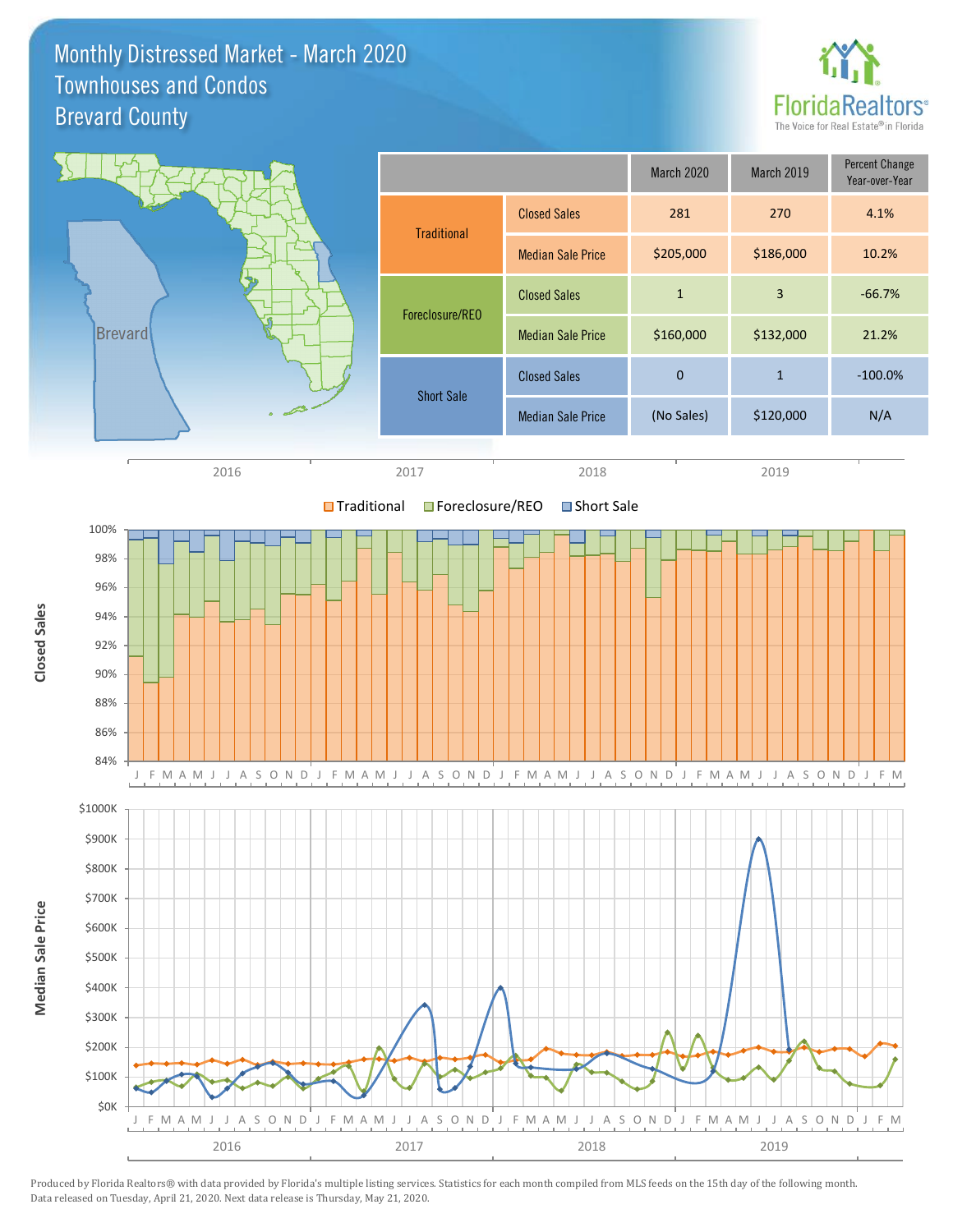# Monthly Distressed Market - March 2020
## Townhouses and Condos
## Brevard County

FloridaRealtors® The Voice for Real Estate® in Florida

Brevard

| | | March 2020 | March 2019 | Percent Change Year-over-Year |
|---|---|---|---|---|
| Traditional | Closed Sales | 281 | 270 | 4.1% |
| | Median Sale Price | $205,000 | $186,000 | 10.2% |
| Foreclosure/REO | Closed Sales | 1 | 3 | -66.7% |
| | Median Sale Price | $160,000 | $132,000 | 21.2% |
| Short Sale | Closed Sales | 0 | 1 | -100.0% |
| | Median Sale Price | (No Sales) | $120,000 | N/A |

2016 2017 2018 2019

Traditional Foreclosure/REO Short Sale

Closed Sales

100% 98% 96% 94% 92% 90% 88% 86% 84%

J F M A M J J A S O N D J F M A M J J A S O N D J F M A M J J A S O N D J F M A M J J A S O N D J F M

Median Sale Price

$1000K $900K $800K $700K $600K $500K $400K $300K $200K $100K $0K

J F M A M J J A S O N D J F M A M J J A S O N D J F M A M J J A S O N D J F M A M J J A S O N D J F M

2016 2017 2018 2019

Produced by Florida Realtors® with data provided by Florida's multiple listing services. Statistics for each month compiled from MLS feeds on the 15th day of the following month.
Data released on Tuesday, April 21, 2020. Next data release is Thursday, May 21, 2020.